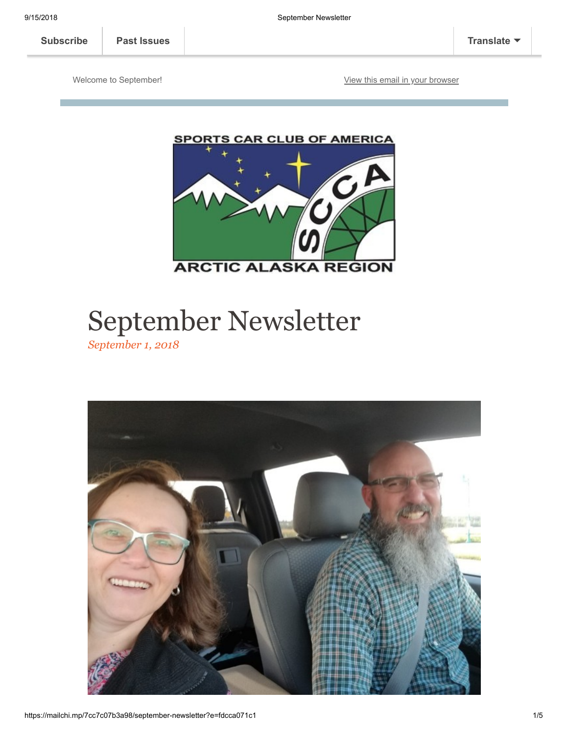Subscribe | Past Issues | Translate

Welcome to September! [View this email in your browser](#)

SPORTS CAR CLUB OF AMERICA

ARCTIC ALASKA REGION

# September Newsletter

*September 1, 2018*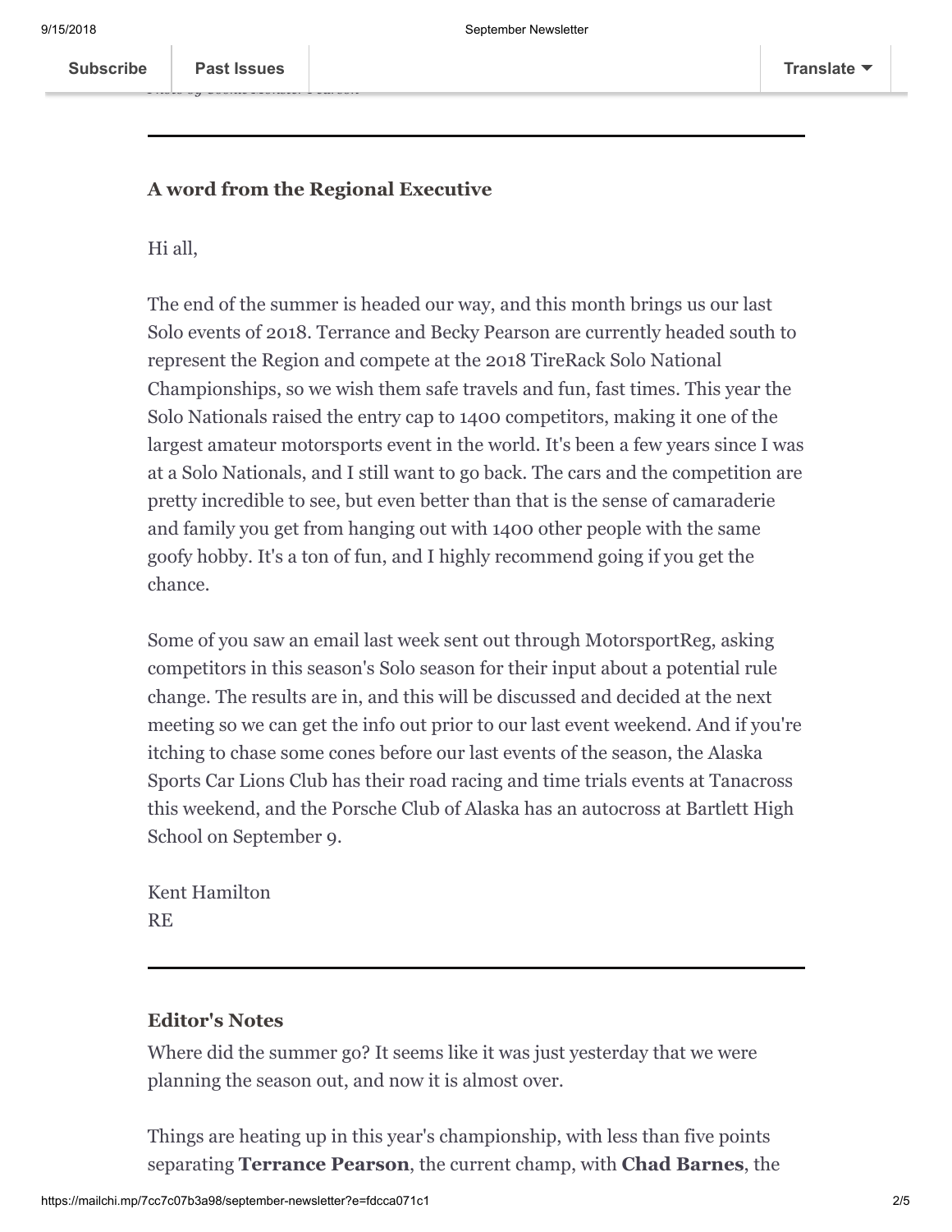### A word from the Regional Executive

Hi all,

The end of the summer is headed our way, and this month brings us our last Solo events of 2018. Terrance and Becky Pearson are currently headed south to represent the Region and compete at the 2018 TireRack Solo National Championships, so we wish them safe travels and fun, fast times. This year the Solo Nationals raised the entry cap to 1400 competitors, making it one of the largest amateur motorsports event in the world. It's been a few years since I was at a Solo Nationals, and I still want to go back. The cars and the competition are pretty incredible to see, but even better than that is the sense of camaraderie and family you get from hanging out with 1400 other people with the same goofy hobby. It's a ton of fun, and I highly recommend going if you get the chance.

Some of you saw an email last week sent out through MotorsportReg, asking competitors in this season's Solo season for their input about a potential rule change. The results are in, and this will be discussed and decided at the next meeting so we can get the info out prior to our last event weekend. And if you're itching to chase some cones before our last events of the season, the Alaska Sports Car Lions Club has their road racing and time trials events at Tanacross this weekend, and the Porsche Club of Alaska has an autocross at Bartlett High School on September 9.

Kent Hamilton
RE

---

### Editor's Notes

Where did the summer go? It seems like it was just yesterday that we were planning the season out, and now it is almost over.

Things are heating up in this year's championship, with less than five points separating **Terrance Pearson**, the current champ, with **Chad Barnes**, the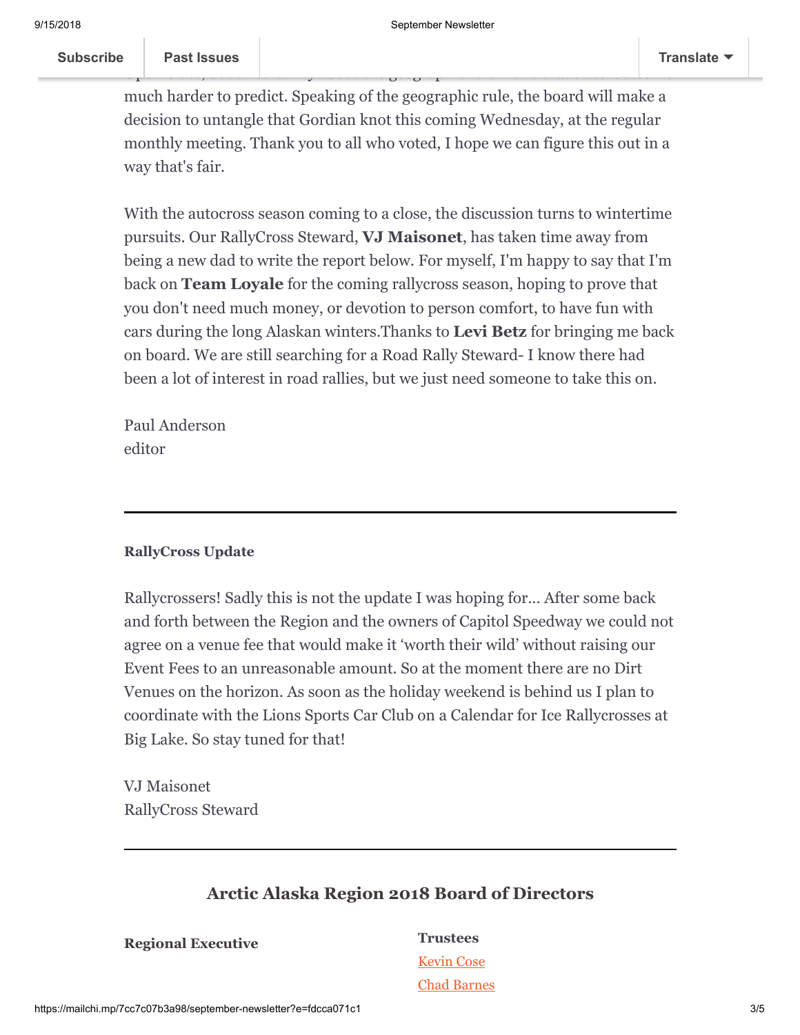much harder to predict. Speaking of the geographic rule, the board will make a decision to untangle that Gordian knot this coming Wednesday, at the regular monthly meeting. Thank you to all who voted, I hope we can figure this out in a way that's fair.

With the autocross season coming to a close, the discussion turns to wintertime pursuits. Our RallyCross Steward, **VJ Maisonet**, has taken time away from being a new dad to write the report below. For myself, I'm happy to say that I'm back on **Team Loyale** for the coming rallycross season, hoping to prove that you don't need much money, or devotion to person comfort, to have fun with cars during the long Alaskan winters.Thanks to **Levi Betz** for bringing me back on board. We are still searching for a Road Rally Steward- I know there had been a lot of interest in road rallies, but we just need someone to take this on.

Paul Anderson
editor

---

**RallyCross Update**

Rallycrossers! Sadly this is not the update I was hoping for... After some back and forth between the Region and the owners of Capitol Speedway we could not agree on a venue fee that would make it 'worth their wild' without raising our Event Fees to an unreasonable amount. So at the moment there are no Dirt Venues on the horizon. As soon as the holiday weekend is behind us I plan to coordinate with the Lions Sports Car Club on a Calendar for Ice Rallycrosses at Big Lake. So stay tuned for that!

VJ Maisonet
RallyCross Steward

---

## Arctic Alaska Region 2018 Board of Directors

**Regional Executive**

**Trustees**
Kevin Cose
Chad Barnes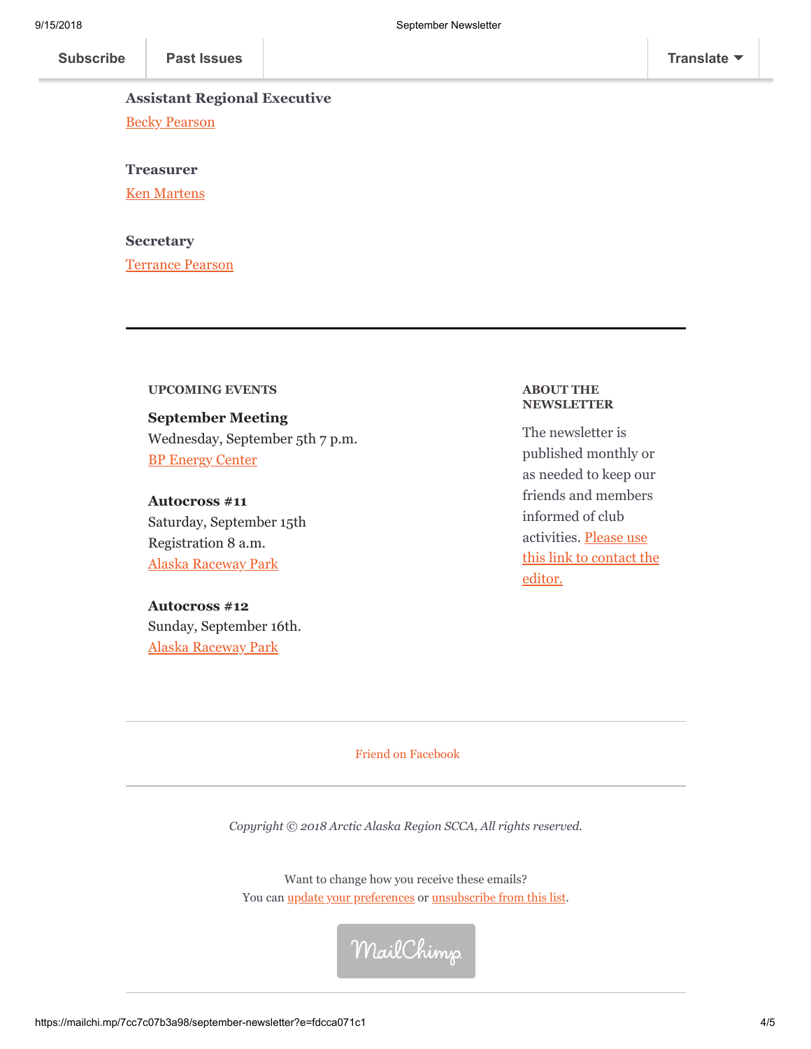Subscribe | Past Issues | Translate

### Assistant Regional Executive

Becky Pearson

### Treasurer

Ken Martens

### Secretary

Terrance Pearson

---

UPCOMING EVENTS

**September Meeting**
Wednesday, September 5th 7 p.m.
BP Energy Center

**Autocross #11**
Saturday, September 15th
Registration 8 a.m.
Alaska Raceway Park

**Autocross #12**
Sunday, September 16th.
Alaska Raceway Park

ABOUT THE NEWSLETTER

The newsletter is published monthly or as needed to keep our friends and members informed of club activities. Please use this link to contact the editor.

---

Friend on Facebook

---

*Copyright © 2018 Arctic Alaska Region SCCA, All rights reserved.*

Want to change how you receive these emails?
You can update your preferences or unsubscribe from this list.

MailChimp